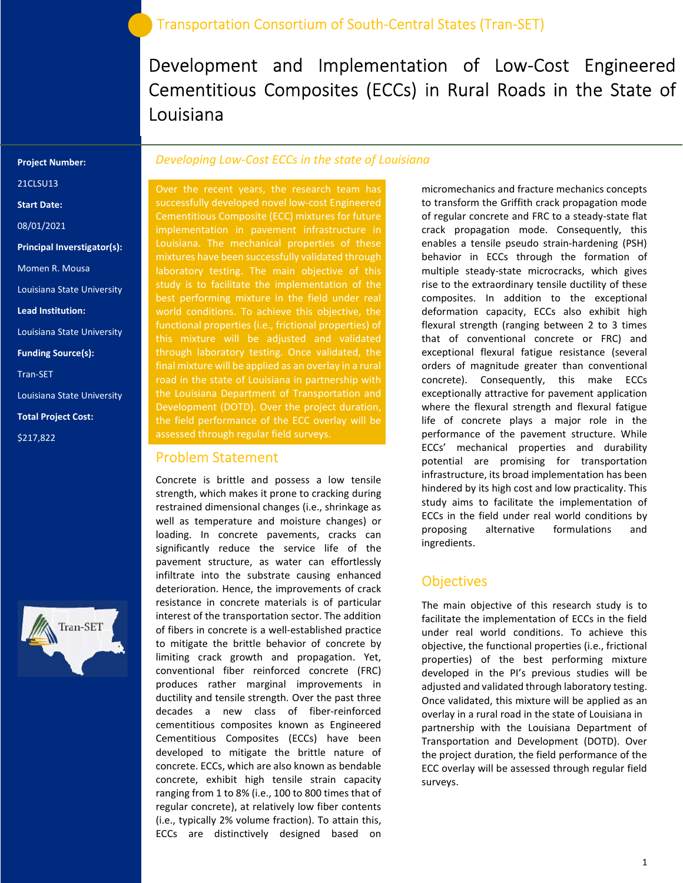Transportation Consortium of South-Central States (Tran-SET)

# Development and Implementation of Low-Cost Engineered Cementitious Composites (ECCs) in Rural Roads in the State of Louisiana

**Project Number:**

21CLSU13

**Start Date:**

08/01/2021

**Principal Inverstigator(s):**

Momen R. Mousa

Louisiana State University

**Lead Institution:**

Louisiana State University

**Funding Source(s):**

Tran-SET

Louisiana State University

**Total Project Cost:**

$217,822

*Developing Low-Cost ECCs in the state of Louisiana*

Over the recent years, the research team has successfully developed novel low-cost Engineered Cementitious Composite (ECC) mixtures for future implementation in pavement infrastructure in Louisiana. The mechanical properties of these mixtures have been successfully validated through laboratory testing. The main objective of this study is to facilitate the implementation of the best performing mixture in the field under real world conditions. To achieve this objective, the functional properties (i.e., frictional properties) of this mixture will be adjusted and validated through laboratory testing. Once validated, the final mixture will be applied as an overlay in a rural road in the state of Louisiana in partnership with the Louisiana Department of Transportation and Development (DOTD). Over the project duration, the field performance of the ECC overlay will be assessed through regular field surveys.

## Problem Statement

Concrete is brittle and possess a low tensile strength, which makes it prone to cracking during restrained dimensional changes (i.e., shrinkage as well as temperature and moisture changes) or loading. In concrete pavements, cracks can significantly reduce the service life of the pavement structure, as water can effortlessly infiltrate into the substrate causing enhanced deterioration. Hence, the improvements of crack resistance in concrete materials is of particular interest of the transportation sector. The addition of fibers in concrete is a well-established practice to mitigate the brittle behavior of concrete by limiting crack growth and propagation. Yet, conventional fiber reinforced concrete (FRC) produces rather marginal improvements in ductility and tensile strength. Over the past three decades a new class of fiber-reinforced cementitious composites known as Engineered Cementitious Composites (ECCs) have been developed to mitigate the brittle nature of concrete. ECCs, which are also known as bendable concrete, exhibit high tensile strain capacity ranging from 1 to 8% (i.e., 100 to 800 times that of regular concrete), at relatively low fiber contents (i.e., typically 2% volume fraction). To attain this, ECCs are distinctively designed based on micromechanics and fracture mechanics concepts to transform the Griffith crack propagation mode of regular concrete and FRC to a steady-state flat crack propagation mode. Consequently, this enables a tensile pseudo strain-hardening (PSH) behavior in ECCs through the formation of multiple steady-state microcracks, which gives rise to the extraordinary tensile ductility of these composites. In addition to the exceptional deformation capacity, ECCs also exhibit high flexural strength (ranging between 2 to 3 times that of conventional concrete or FRC) and exceptional flexural fatigue resistance (several orders of magnitude greater than conventional concrete). Consequently, this make ECCs exceptionally attractive for pavement application where the flexural strength and flexural fatigue life of concrete plays a major role in the performance of the pavement structure. While ECCs' mechanical properties and durability potential are promising for transportation infrastructure, its broad implementation has been hindered by its high cost and low practicality. This study aims to facilitate the implementation of ECCs in the field under real world conditions by proposing alternative formulations and ingredients.

## Objectives

The main objective of this research study is to facilitate the implementation of ECCs in the field under real world conditions. To achieve this objective, the functional properties (i.e., frictional properties) of the best performing mixture developed in the PI's previous studies will be adjusted and validated through laboratory testing. Once validated, this mixture will be applied as an overlay in a rural road in the state of Louisiana in partnership with the Louisiana Department of Transportation and Development (DOTD). Over the project duration, the field performance of the ECC overlay will be assessed through regular field surveys.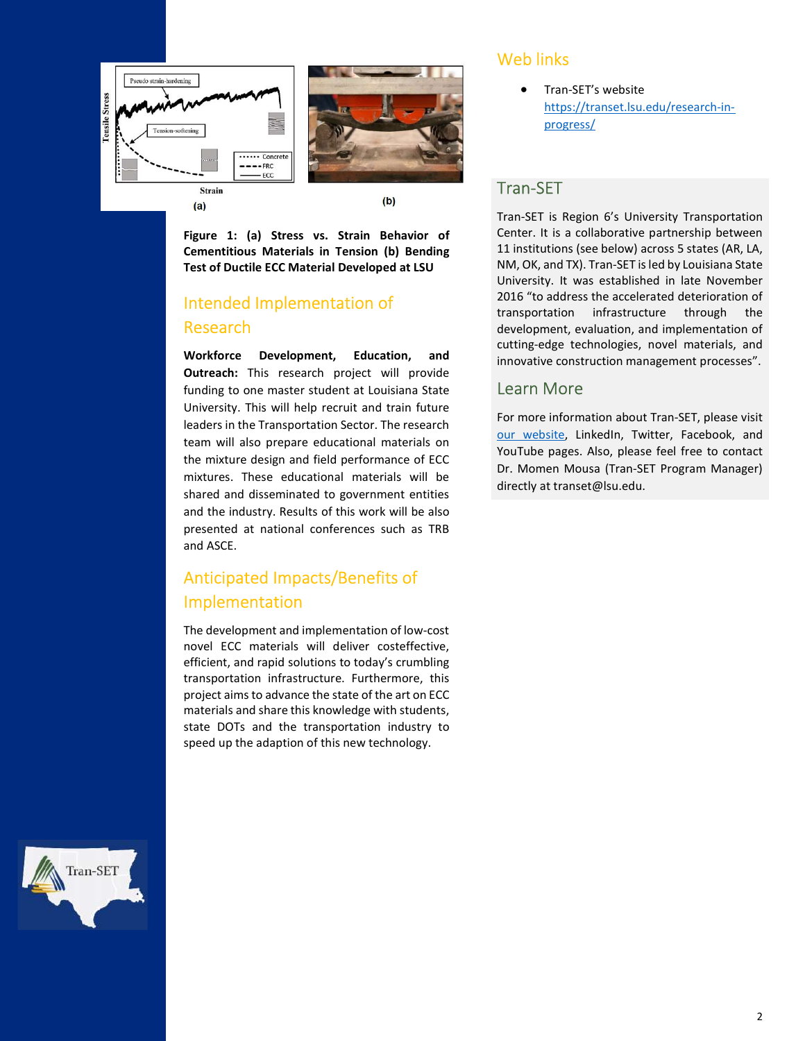Pseudo strain-hardening

Tension-softening

Tensile Stress

Strain

Concrete

FRC

ECC

(a)

(b)

**Figure 1: (a) Stress vs. Strain Behavior of Cementitious Materials in Tension (b) Bending Test of Ductile ECC Material Developed at LSU**

## Intended Implementation of Research

**Workforce Development, Education, and Outreach:** This research project will provide funding to one master student at Louisiana State University. This will help recruit and train future leaders in the Transportation Sector. The research team will also prepare educational materials on the mixture design and field performance of ECC mixtures. These educational materials will be shared and disseminated to government entities and the industry. Results of this work will be also presented at national conferences such as TRB and ASCE.

## Anticipated Impacts/Benefits of Implementation

The development and implementation of low-cost novel ECC materials will deliver costeffective, efficient, and rapid solutions to today's crumbling transportation infrastructure. Furthermore, this project aims to advance the state of the art on ECC materials and share this knowledge with students, state DOTs and the transportation industry to speed up the adaption of this new technology.

## Web links

- Tran-SET's website https://transet.lsu.edu/research-in-progress/

## Tran-SET

Tran-SET is Region 6's University Transportation Center. It is a collaborative partnership between 11 institutions (see below) across 5 states (AR, LA, NM, OK, and TX). Tran-SET is led by Louisiana State University. It was established in late November 2016 "to address the accelerated deterioration of transportation infrastructure through the development, evaluation, and implementation of cutting-edge technologies, novel materials, and innovative construction management processes".

## Learn More

For more information about Tran-SET, please visit our website, LinkedIn, Twitter, Facebook, and YouTube pages. Also, please feel free to contact Dr. Momen Mousa (Tran-SET Program Manager) directly at transet@lsu.edu.